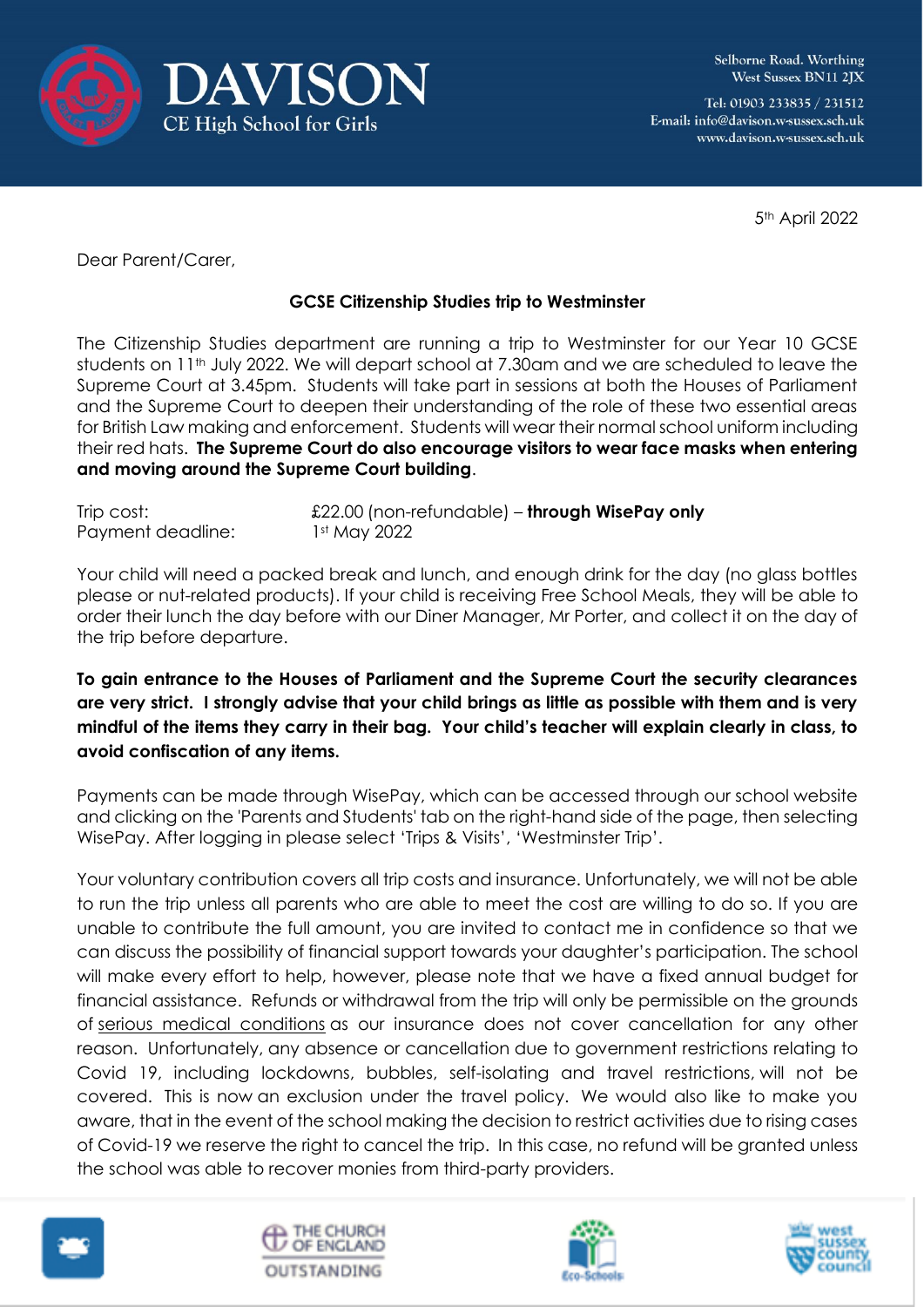# DAVISON
CE High School for Girls

Selborne Road. Worthing
West Sussex BN11 2JX

Tel: 01903 233835 / 231512
E-mail: info@davison.w-sussex.sch.uk
www.davison.w-sussex.sch.uk

5th April 2022

Dear Parent/Carer,

**GCSE Citizenship Studies trip to Westminster**

The Citizenship Studies department are running a trip to Westminster for our Year 10 GCSE students on 11th July 2022. We will depart school at 7.30am and we are scheduled to leave the Supreme Court at 3.45pm. Students will take part in sessions at both the Houses of Parliament and the Supreme Court to deepen their understanding of the role of these two essential areas for British Law making and enforcement. Students will wear their normal school uniform including their red hats. **The Supreme Court do also encourage visitors to wear face masks when entering and moving around the Supreme Court building**.

| | |
|---|---|
| Trip cost: | £22.00 (non-refundable) – **through WisePay only** |
| Payment deadline: | 1st May 2022 |

Your child will need a packed break and lunch, and enough drink for the day (no glass bottles please or nut-related products). If your child is receiving Free School Meals, they will be able to order their lunch the day before with our Diner Manager, Mr Porter, and collect it on the day of the trip before departure.

**To gain entrance to the Houses of Parliament and the Supreme Court the security clearances are very strict. I strongly advise that your child brings as little as possible with them and is very mindful of the items they carry in their bag. Your child's teacher will explain clearly in class, to avoid confiscation of any items.**

Payments can be made through WisePay, which can be accessed through our school website and clicking on the 'Parents and Students' tab on the right-hand side of the page, then selecting WisePay. After logging in please select 'Trips & Visits', 'Westminster Trip'.

Your voluntary contribution covers all trip costs and insurance. Unfortunately, we will not be able to run the trip unless all parents who are able to meet the cost are willing to do so. If you are unable to contribute the full amount, you are invited to contact me in confidence so that we can discuss the possibility of financial support towards your daughter's participation. The school will make every effort to help, however, please note that we have a fixed annual budget for financial assistance. Refunds or withdrawal from the trip will only be permissible on the grounds of serious medical conditions as our insurance does not cover cancellation for any other reason. Unfortunately, any absence or cancellation due to government restrictions relating to Covid 19, including lockdowns, bubbles, self-isolating and travel restrictions, will not be covered. This is now an exclusion under the travel policy. We would also like to make you aware, that in the event of the school making the decision to restrict activities due to rising cases of Covid-19 we reserve the right to cancel the trip. In this case, no refund will be granted unless the school was able to recover monies from third-party providers.

THE CHURCH OF ENGLAND OUTSTANDING | Eco-Schools | west sussex county council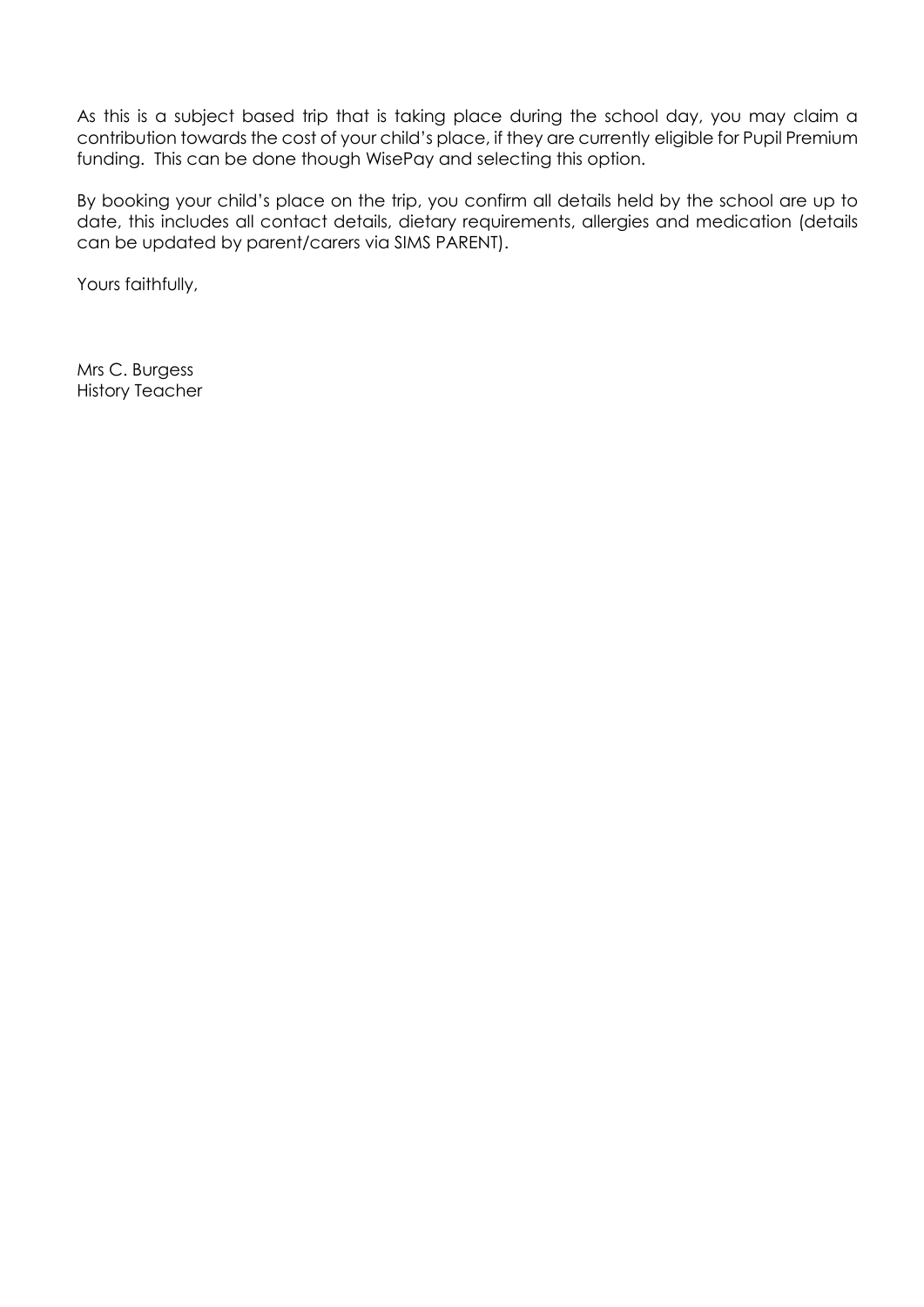As this is a subject based trip that is taking place during the school day, you may claim a contribution towards the cost of your child's place, if they are currently eligible for Pupil Premium funding. This can be done though WisePay and selecting this option.

By booking your child's place on the trip, you confirm all details held by the school are up to date, this includes all contact details, dietary requirements, allergies and medication (details can be updated by parent/carers via SIMS PARENT).

Yours faithfully,

Mrs C. Burgess
History Teacher